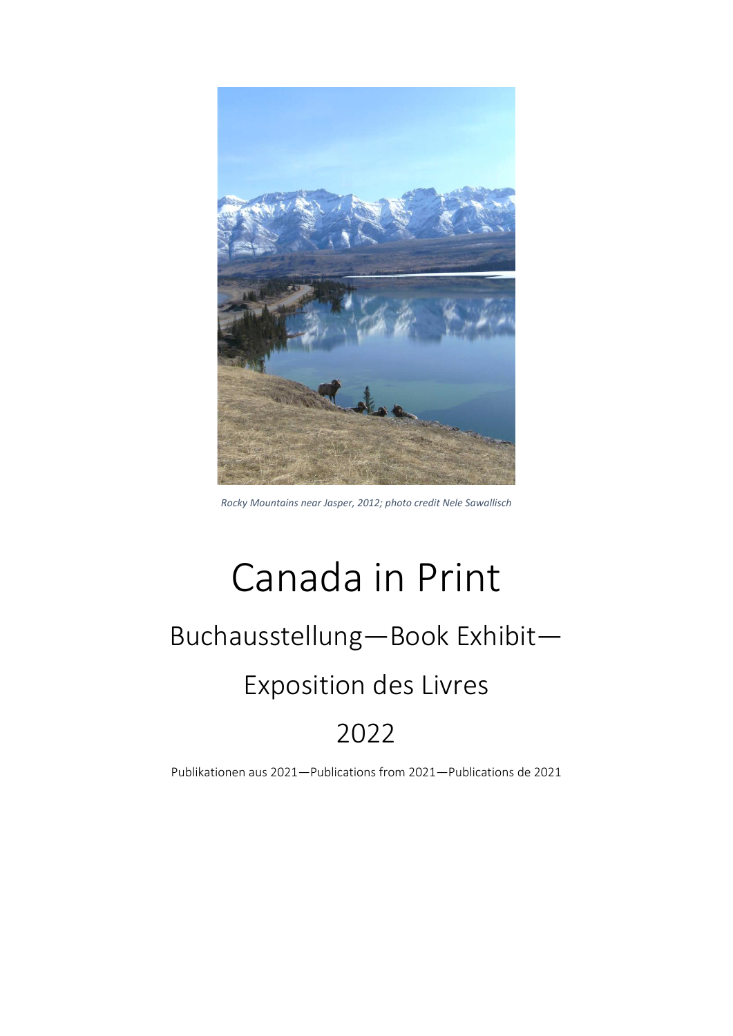*Rocky Mountains near Jasper, 2012; photo credit Nele Sawallisch*

# Canada in Print

## Buchausstellung—Book Exhibit—Exposition des Livres

## 2022

Publikationen aus 2021—Publications from 2021—Publications de 2021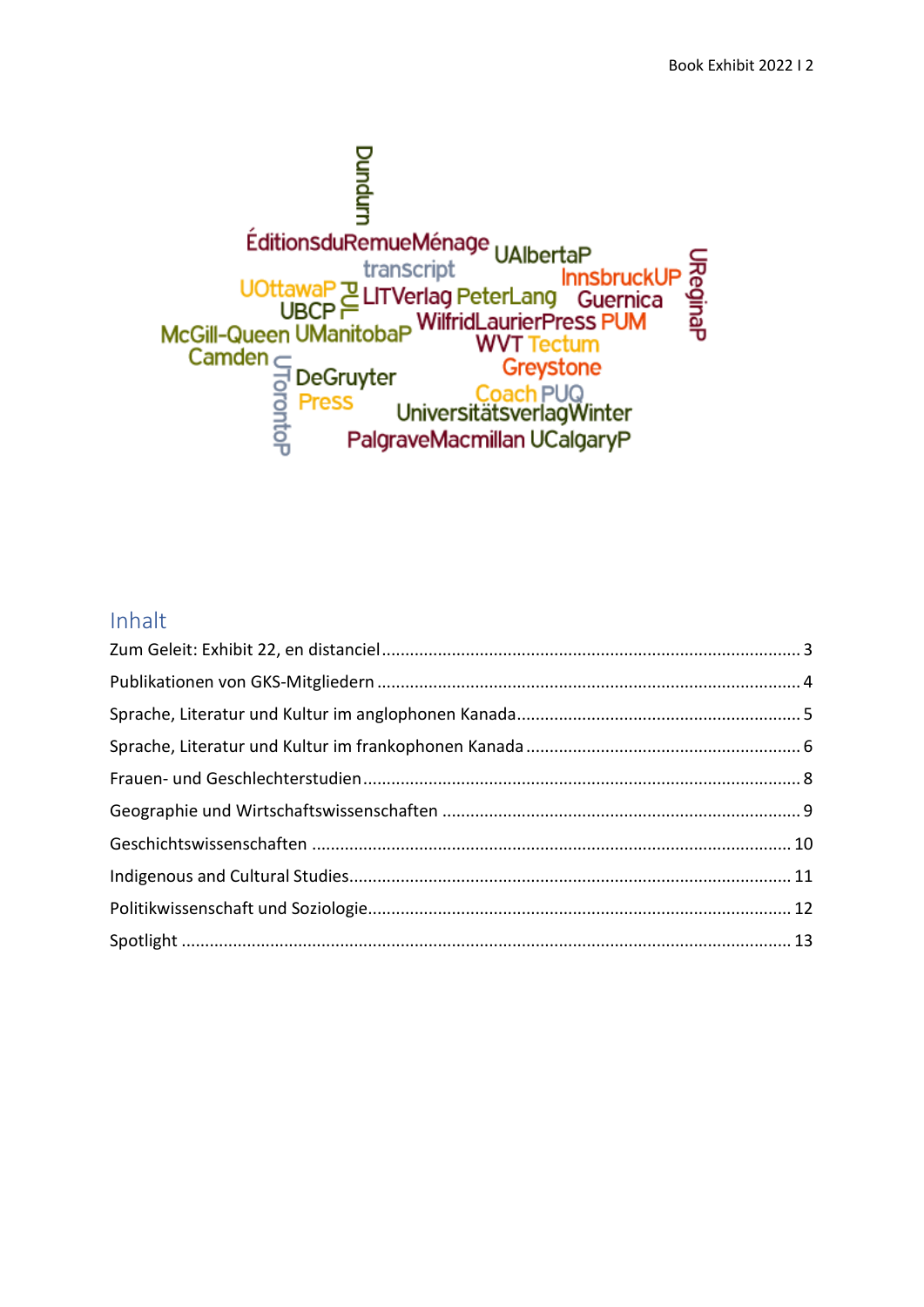Dundurn

ÉditionsduRemueMénage UAlbertaP UReginaP
transcript
UOttawaP PUL LITVerlag PeterLang InnsbruckUP Guernica
UBCP
McGill-Queen UManitobaP WilfridLaurierPress PUM
Camden WVT Tectum
UTorontoP DeGruyter Greystone
Press Coach PUQ
UniversitätsverlagWinter
PalgraveMacmillan UCalgaryP

## Inhalt

| | |
|---|---|
| Zum Geleit: Exhibit 22, en distanciel | 3 |
| Publikationen von GKS-Mitgliedern | 4 |
| Sprache, Literatur und Kultur im anglophonen Kanada | 5 |
| Sprache, Literatur und Kultur im frankophonen Kanada | 6 |
| Frauen- und Geschlechterstudien | 8 |
| Geographie und Wirtschaftswissenschaften | 9 |
| Geschichtswissenschaften | 10 |
| Indigenous and Cultural Studies | 11 |
| Politikwissenschaft und Soziologie | 12 |
| Spotlight | 13 |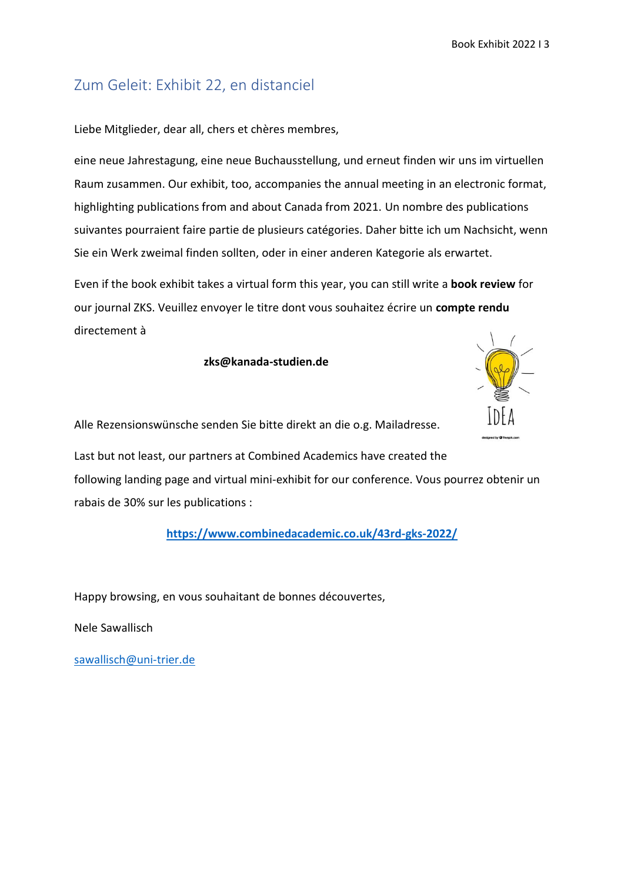## Zum Geleit: Exhibit 22, en distanciel

Liebe Mitglieder, dear all, chers et chères membres,

eine neue Jahrestagung, eine neue Buchausstellung, und erneut finden wir uns im virtuellen Raum zusammen. Our exhibit, too, accompanies the annual meeting in an electronic format, highlighting publications from and about Canada from 2021. Un nombre des publications suivantes pourraient faire partie de plusieurs catégories. Daher bitte ich um Nachsicht, wenn Sie ein Werk zweimal finden sollten, oder in einer anderen Kategorie als erwartet.

Even if the book exhibit takes a virtual form this year, you can still write a **book review** for our journal ZKS. Veuillez envoyer le titre dont vous souhaitez écrire un **compte rendu** directement à

**zks@kanada-studien.de**

Alle Rezensionswünsche senden Sie bitte direkt an die o.g. Mailadresse.

Last but not least, our partners at Combined Academics have created the following landing page and virtual mini-exhibit for our conference. Vous pourrez obtenir un rabais de 30% sur les publications :

**https://www.combinedacademic.co.uk/43rd-gks-2022/**

Happy browsing, en vous souhaitant de bonnes découvertes,

Nele Sawallisch

sawallisch@uni-trier.de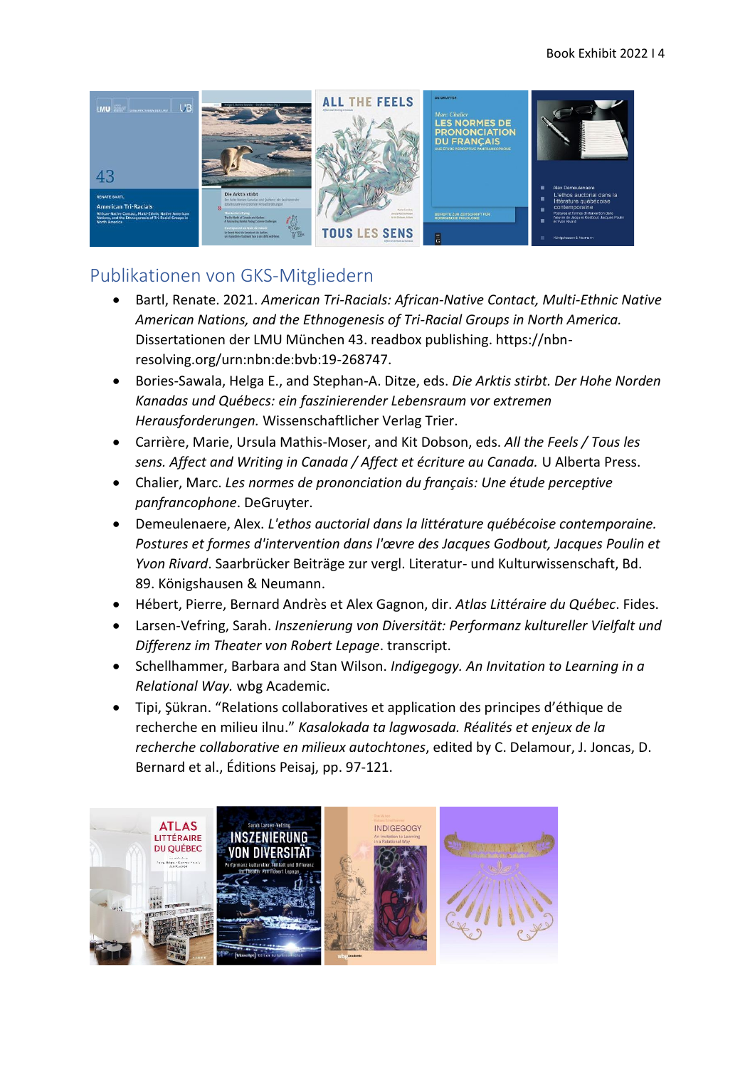## Publikationen von GKS-Mitgliedern

- Bartl, Renate. 2021. *American Tri-Racials: African-Native Contact, Multi-Ethnic Native American Nations, and the Ethnogenesis of Tri-Racial Groups in North America.* Dissertationen der LMU München 43. readbox publishing. https://nbn-resolving.org/urn:nbn:de:bvb:19-268747.
- Bories-Sawala, Helga E., and Stephan-A. Ditze, eds. *Die Arktis stirbt. Der Hohe Norden Kanadas und Québecs: ein faszinierender Lebensraum vor extremen Herausforderungen.* Wissenschaftlicher Verlag Trier.
- Carrière, Marie, Ursula Mathis-Moser, and Kit Dobson, eds. *All the Feels / Tous les sens. Affect and Writing in Canada / Affect et écriture au Canada.* U Alberta Press.
- Chalier, Marc. *Les normes de prononciation du français: Une étude perceptive panfrancophone*. DeGruyter.
- Demeulenaere, Alex. *L'ethos auctorial dans la littérature québécoise contemporaine. Postures et formes d'intervention dans l'œvre des Jacques Godbout, Jacques Poulin et Yvon Rivard*. Saarbrücker Beiträge zur vergl. Literatur- und Kulturwissenschaft, Bd. 89. Königshausen & Neumann.
- Hébert, Pierre, Bernard Andrès et Alex Gagnon, dir. *Atlas Littéraire du Québec*. Fides.
- Larsen-Vefring, Sarah. *Inszenierung von Diversität: Performanz kultureller Vielfalt und Differenz im Theater von Robert Lepage*. transcript.
- Schellhammer, Barbara and Stan Wilson. *Indigegogy. An Invitation to Learning in a Relational Way.* wbg Academic.
- Tipi, Şükran. “Relations collaboratives et application des principes d’éthique de recherche en milieu ilnu.” *Kasalokada ta lagwosada. Réalités et enjeux de la recherche collaborative en milieux autochtones*, edited by C. Delamour, J. Joncas, D. Bernard et al., Éditions Peisaj, pp. 97-121.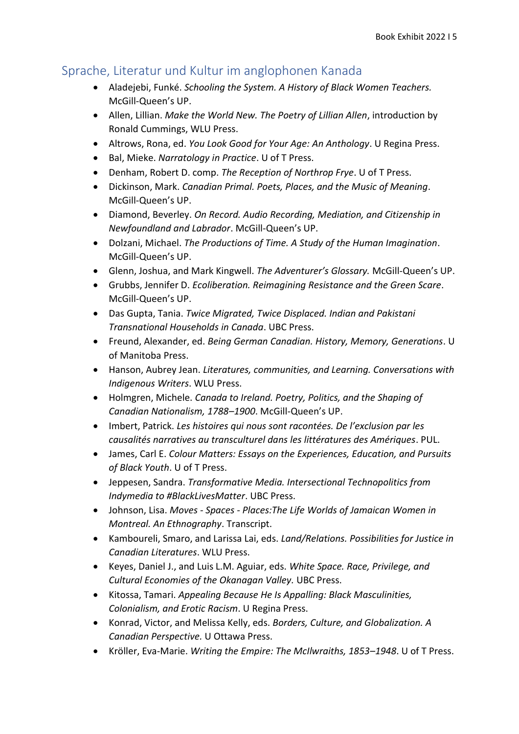## Sprache, Literatur und Kultur im anglophonen Kanada

- Aladejebi, Funké. *Schooling the System. A History of Black Women Teachers.* McGill-Queen's UP.
- Allen, Lillian. *Make the World New. The Poetry of Lillian Allen*, introduction by Ronald Cummings, WLU Press.
- Altrows, Rona, ed. *You Look Good for Your Age: An Anthology*. U Regina Press.
- Bal, Mieke. *Narratology in Practice*. U of T Press.
- Denham, Robert D. comp. *The Reception of Northrop Frye*. U of T Press.
- Dickinson, Mark. *Canadian Primal. Poets, Places, and the Music of Meaning*. McGill-Queen's UP.
- Diamond, Beverley. *On Record. Audio Recording, Mediation, and Citizenship in Newfoundland and Labrador*. McGill-Queen's UP.
- Dolzani, Michael. *The Productions of Time. A Study of the Human Imagination*. McGill-Queen's UP.
- Glenn, Joshua, and Mark Kingwell. *The Adventurer's Glossary.* McGill-Queen's UP.
- Grubbs, Jennifer D. *Ecoliberation. Reimagining Resistance and the Green Scare*. McGill-Queen's UP.
- Das Gupta, Tania. *Twice Migrated, Twice Displaced. Indian and Pakistani Transnational Households in Canada*. UBC Press.
- Freund, Alexander, ed. *Being German Canadian. History, Memory, Generations*. U of Manitoba Press.
- Hanson, Aubrey Jean. *Literatures, communities, and Learning. Conversations with Indigenous Writers*. WLU Press.
- Holmgren, Michele. *Canada to Ireland. Poetry, Politics, and the Shaping of Canadian Nationalism, 1788–1900*. McGill-Queen's UP.
- Imbert, Patrick. *Les histoires qui nous sont racontées. De l'exclusion par les causalités narratives au transculturel dans les littératures des Amériques*. PUL.
- James, Carl E. *Colour Matters: Essays on the Experiences, Education, and Pursuits of Black Youth*. U of T Press.
- Jeppesen, Sandra. *Transformative Media. Intersectional Technopolitics from Indymedia to #BlackLivesMatter*. UBC Press.
- Johnson, Lisa. *Moves - Spaces - Places:The Life Worlds of Jamaican Women in Montreal. An Ethnography*. Transcript.
- Kamboureli, Smaro, and Larissa Lai, eds. *Land/Relations. Possibilities for Justice in Canadian Literatures*. WLU Press.
- Keyes, Daniel J., and Luis L.M. Aguiar, eds. *White Space. Race, Privilege, and Cultural Economies of the Okanagan Valley.* UBC Press.
- Kitossa, Tamari. *Appealing Because He Is Appalling: Black Masculinities, Colonialism, and Erotic Racism*. U Regina Press.
- Konrad, Victor, and Melissa Kelly, eds. *Borders, Culture, and Globalization. A Canadian Perspective.* U Ottawa Press.
- Kröller, Eva-Marie. *Writing the Empire: The McIlwraiths, 1853–1948*. U of T Press.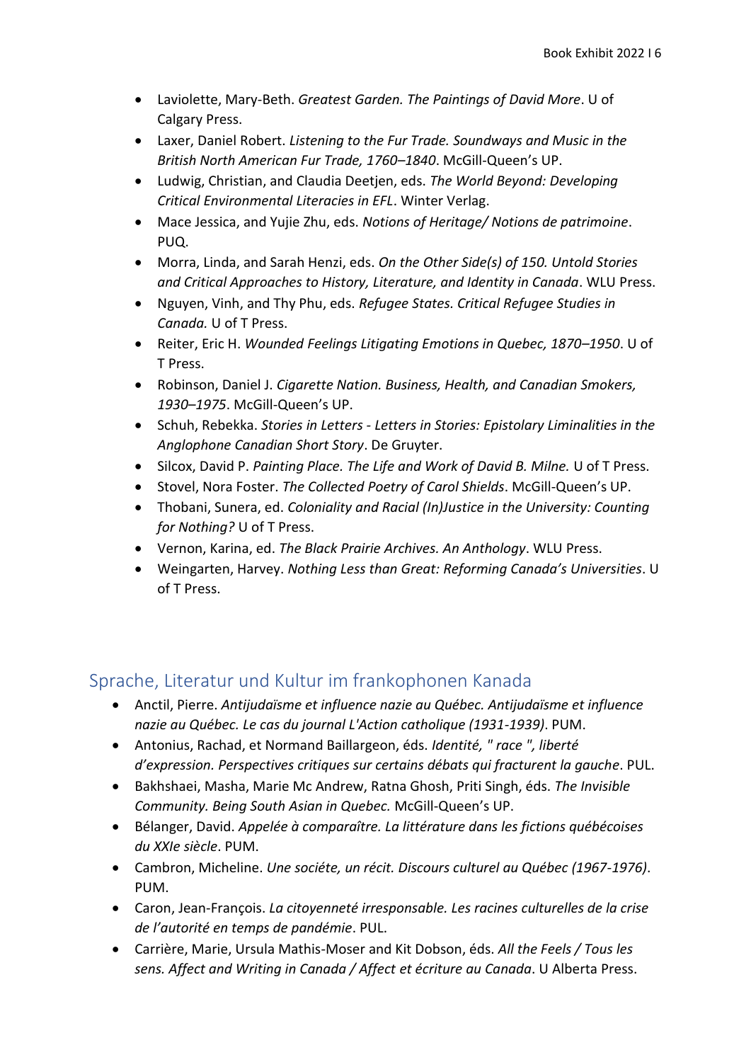- Laviolette, Mary-Beth. *Greatest Garden. The Paintings of David More*. U of Calgary Press.
- Laxer, Daniel Robert. *Listening to the Fur Trade. Soundways and Music in the British North American Fur Trade, 1760–1840*. McGill-Queen's UP.
- Ludwig, Christian, and Claudia Deetjen, eds. *The World Beyond: Developing Critical Environmental Literacies in EFL*. Winter Verlag.
- Mace Jessica, and Yujie Zhu, eds. *Notions of Heritage/ Notions de patrimoine*. PUQ.
- Morra, Linda, and Sarah Henzi, eds. *On the Other Side(s) of 150. Untold Stories and Critical Approaches to History, Literature, and Identity in Canada*. WLU Press.
- Nguyen, Vinh, and Thy Phu, eds. *Refugee States. Critical Refugee Studies in Canada.* U of T Press.
- Reiter, Eric H. *Wounded Feelings Litigating Emotions in Quebec, 1870–1950*. U of T Press.
- Robinson, Daniel J. *Cigarette Nation. Business, Health, and Canadian Smokers, 1930–1975*. McGill-Queen's UP.
- Schuh, Rebekka. *Stories in Letters - Letters in Stories: Epistolary Liminalities in the Anglophone Canadian Short Story*. De Gruyter.
- Silcox, David P. *Painting Place. The Life and Work of David B. Milne.* U of T Press.
- Stovel, Nora Foster. *The Collected Poetry of Carol Shields*. McGill-Queen's UP.
- Thobani, Sunera, ed. *Coloniality and Racial (In)Justice in the University: Counting for Nothing?* U of T Press.
- Vernon, Karina, ed. *The Black Prairie Archives. An Anthology*. WLU Press.
- Weingarten, Harvey. *Nothing Less than Great: Reforming Canada's Universities*. U of T Press.

## Sprache, Literatur und Kultur im frankophonen Kanada

- Anctil, Pierre. *Antijudaïsme et influence nazie au Québec. Antijudaïsme et influence nazie au Québec. Le cas du journal L'Action catholique (1931-1939)*. PUM.
- Antonius, Rachad, et Normand Baillargeon, éds. *Identité, " race ", liberté d'expression. Perspectives critiques sur certains débats qui fracturent la gauche*. PUL.
- Bakhshaei, Masha, Marie Mc Andrew, Ratna Ghosh, Priti Singh, éds. *The Invisible Community. Being South Asian in Quebec.* McGill-Queen's UP.
- Bélanger, David. *Appelée à comparaître. La littérature dans les fictions québécoises du XXIe siècle*. PUM.
- Cambron, Micheline. *Une sociéte, un récit. Discours culturel au Québec (1967-1976)*. PUM.
- Caron, Jean-François. *La citoyenneté irresponsable. Les racines culturelles de la crise de l'autorité en temps de pandémie*. PUL.
- Carrière, Marie, Ursula Mathis-Moser and Kit Dobson, éds. *All the Feels / Tous les sens. Affect and Writing in Canada / Affect et écriture au Canada*. U Alberta Press.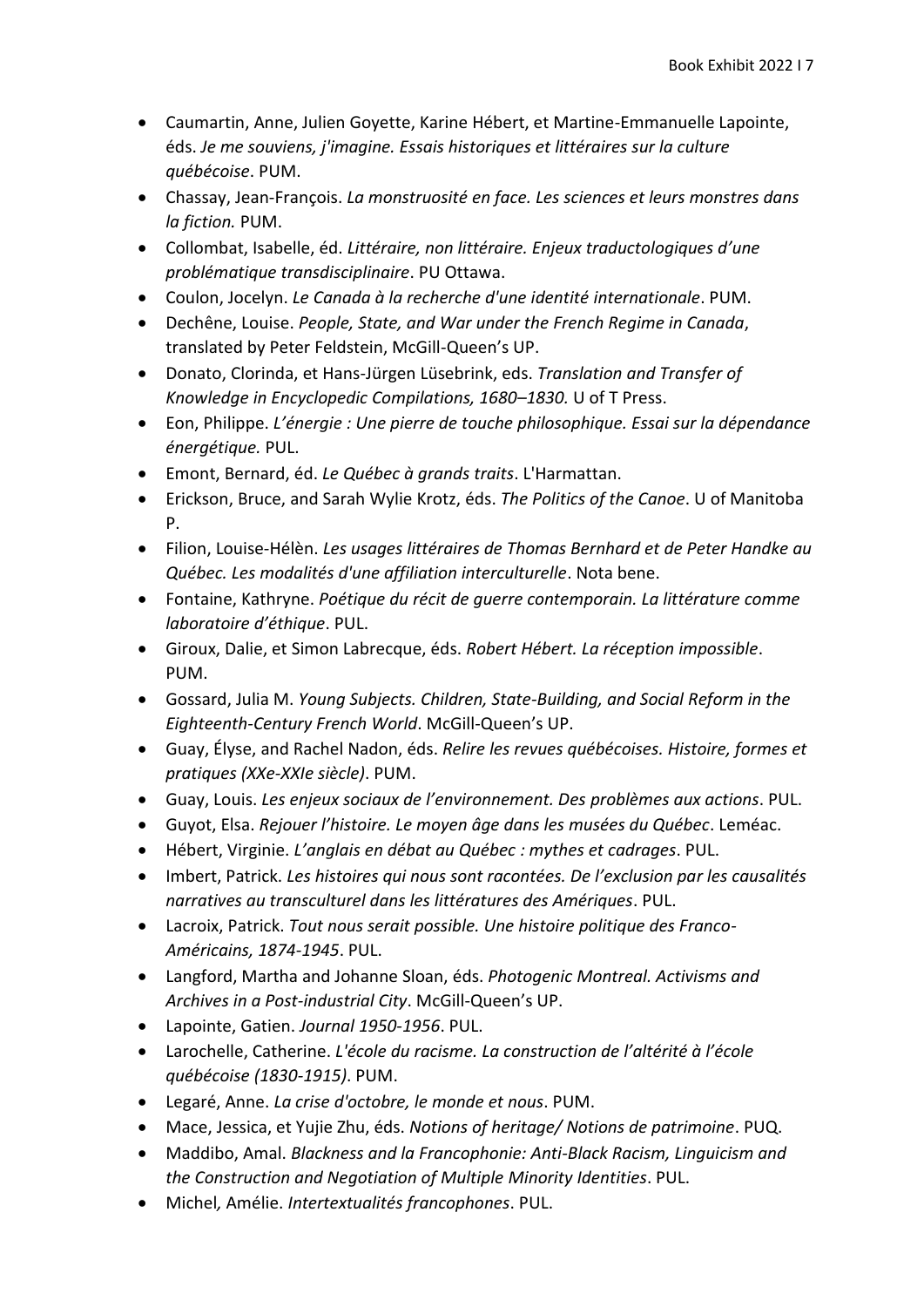- Caumartin, Anne, Julien Goyette, Karine Hébert, et Martine-Emmanuelle Lapointe, éds. *Je me souviens, j'imagine. Essais historiques et littéraires sur la culture québécoise*. PUM.
- Chassay, Jean-François. *La monstruosité en face. Les sciences et leurs monstres dans la fiction.* PUM.
- Collombat, Isabelle, éd. *Littéraire, non littéraire. Enjeux traductologiques d'une problématique transdisciplinaire*. PU Ottawa.
- Coulon, Jocelyn. *Le Canada à la recherche d'une identité internationale*. PUM.
- Dechêne, Louise. *People, State, and War under the French Regime in Canada*, translated by Peter Feldstein, McGill-Queen's UP.
- Donato, Clorinda, et Hans-Jürgen Lüsebrink, eds. *Translation and Transfer of Knowledge in Encyclopedic Compilations, 1680–1830.* U of T Press.
- Eon, Philippe. *L'énergie : Une pierre de touche philosophique. Essai sur la dépendance énergétique.* PUL.
- Emont, Bernard, éd. *Le Québec à grands traits*. L'Harmattan.
- Erickson, Bruce, and Sarah Wylie Krotz, éds. *The Politics of the Canoe*. U of Manitoba P.
- Filion, Louise-Hélèn. *Les usages littéraires de Thomas Bernhard et de Peter Handke au Québec. Les modalités d'une affiliation interculturelle*. Nota bene.
- Fontaine, Kathryne. *Poétique du récit de guerre contemporain. La littérature comme laboratoire d'éthique*. PUL.
- Giroux, Dalie, et Simon Labrecque, éds. *Robert Hébert. La réception impossible*. PUM.
- Gossard, Julia M. *Young Subjects. Children, State-Building, and Social Reform in the Eighteenth-Century French World*. McGill-Queen's UP.
- Guay, Élyse, and Rachel Nadon, éds. *Relire les revues québécoises. Histoire, formes et pratiques (XXe-XXIe siècle)*. PUM.
- Guay, Louis. *Les enjeux sociaux de l'environnement. Des problèmes aux actions*. PUL.
- Guyot, Elsa. *Rejouer l'histoire. Le moyen âge dans les musées du Québec*. Leméac.
- Hébert, Virginie. *L'anglais en débat au Québec : mythes et cadrages*. PUL.
- Imbert, Patrick. *Les histoires qui nous sont racontées. De l'exclusion par les causalités narratives au transculturel dans les littératures des Amériques*. PUL.
- Lacroix, Patrick. *Tout nous serait possible. Une histoire politique des Franco-Américains, 1874-1945*. PUL.
- Langford, Martha and Johanne Sloan, éds. *Photogenic Montreal. Activisms and Archives in a Post-industrial City*. McGill-Queen's UP.
- Lapointe, Gatien. *Journal 1950-1956*. PUL.
- Larochelle, Catherine. *L'école du racisme. La construction de l'altérité à l'école québécoise (1830-1915)*. PUM.
- Legaré, Anne. *La crise d'octobre, le monde et nous*. PUM.
- Mace, Jessica, et Yujie Zhu, éds. *Notions of heritage/ Notions de patrimoine*. PUQ.
- Maddibo, Amal. *Blackness and la Francophonie: Anti-Black Racism, Linguicism and the Construction and Negotiation of Multiple Minority Identities*. PUL.
- Michel, Amélie. *Intertextualités francophones*. PUL.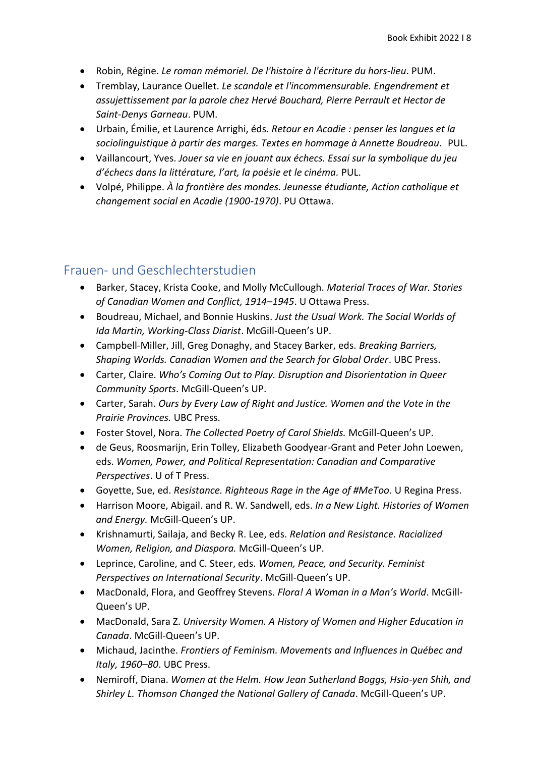- Robin, Régine. *Le roman mémoriel. De l'histoire à l'écriture du hors-lieu*. PUM.
- Tremblay, Laurance Ouellet. *Le scandale et l'incommensurable. Engendrement et assujettissement par la parole chez Hervé Bouchard, Pierre Perrault et Hector de Saint-Denys Garneau*. PUM.
- Urbain, Émilie, et Laurence Arrighi, éds. *Retour en Acadie : penser les langues et la sociolinguistique à partir des marges. Textes en hommage à Annette Boudreau*. PUL.
- Vaillancourt, Yves. *Jouer sa vie en jouant aux échecs. Essai sur la symbolique du jeu d'échecs dans la littérature, l'art, la poésie et le cinéma*. PUL.
- Volpé, Philippe. *À la frontière des mondes. Jeunesse étudiante, Action catholique et changement social en Acadie (1900-1970)*. PU Ottawa.

## Frauen- und Geschlechterstudien

- Barker, Stacey, Krista Cooke, and Molly McCullough. *Material Traces of War. Stories of Canadian Women and Conflict, 1914–1945*. U Ottawa Press.
- Boudreau, Michael, and Bonnie Huskins. *Just the Usual Work. The Social Worlds of Ida Martin, Working-Class Diarist*. McGill-Queen's UP.
- Campbell-Miller, Jill, Greg Donaghy, and Stacey Barker, eds. *Breaking Barriers, Shaping Worlds. Canadian Women and the Search for Global Order*. UBC Press.
- Carter, Claire. *Who's Coming Out to Play. Disruption and Disorientation in Queer Community Sports*. McGill-Queen's UP.
- Carter, Sarah. *Ours by Every Law of Right and Justice. Women and the Vote in the Prairie Provinces.* UBC Press.
- Foster Stovel, Nora. *The Collected Poetry of Carol Shields.* McGill-Queen's UP.
- de Geus, Roosmarijn, Erin Tolley, Elizabeth Goodyear-Grant and Peter John Loewen, eds. *Women, Power, and Political Representation: Canadian and Comparative Perspectives*. U of T Press.
- Goyette, Sue, ed. *Resistance. Righteous Rage in the Age of #MeToo*. U Regina Press.
- Harrison Moore, Abigail. and R. W. Sandwell, eds. *In a New Light. Histories of Women and Energy.* McGill-Queen's UP.
- Krishnamurti, Sailaja, and Becky R. Lee, eds. *Relation and Resistance. Racialized Women, Religion, and Diaspora.* McGill-Queen's UP.
- Leprince, Caroline, and C. Steer, eds. *Women, Peace, and Security. Feminist Perspectives on International Security*. McGill-Queen's UP.
- MacDonald, Flora, and Geoffrey Stevens. *Flora! A Woman in a Man's World*. McGill-Queen's UP.
- MacDonald, Sara Z. *University Women. A History of Women and Higher Education in Canada*. McGill-Queen's UP.
- Michaud, Jacinthe. *Frontiers of Feminism. Movements and Influences in Québec and Italy, 1960–80*. UBC Press.
- Nemiroff, Diana. *Women at the Helm. How Jean Sutherland Boggs, Hsio-yen Shih, and Shirley L. Thomson Changed the National Gallery of Canada*. McGill-Queen's UP.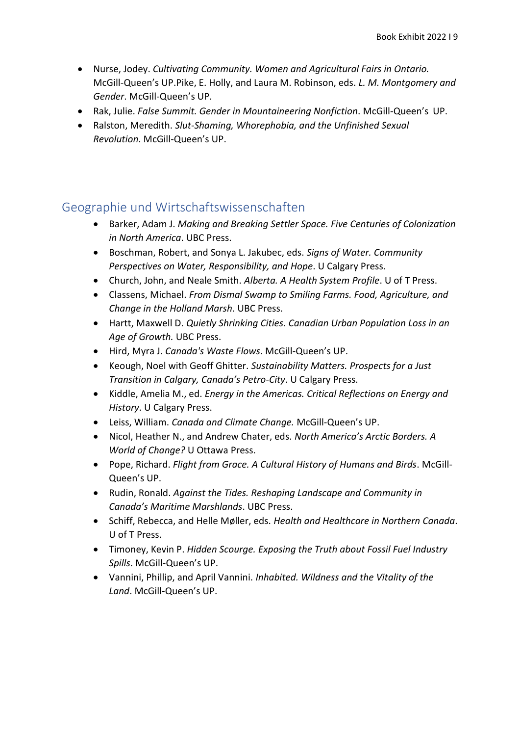- Nurse, Jodey. *Cultivating Community. Women and Agricultural Fairs in Ontario.* McGill-Queen's UP.Pike, E. Holly, and Laura M. Robinson, eds. *L. M. Montgomery and Gender*. McGill-Queen's UP.
- Rak, Julie. *False Summit. Gender in Mountaineering Nonfiction*. McGill-Queen's UP.
- Ralston, Meredith. *Slut-Shaming, Whorephobia, and the Unfinished Sexual Revolution*. McGill-Queen's UP.

## Geographie und Wirtschaftswissenschaften

- Barker, Adam J. *Making and Breaking Settler Space. Five Centuries of Colonization in North America*. UBC Press.
- Boschman, Robert, and Sonya L. Jakubec, eds. *Signs of Water. Community Perspectives on Water, Responsibility, and Hope*. U Calgary Press.
- Church, John, and Neale Smith. *Alberta. A Health System Profile*. U of T Press.
- Classens, Michael. *From Dismal Swamp to Smiling Farms. Food, Agriculture, and Change in the Holland Marsh*. UBC Press.
- Hartt, Maxwell D. *Quietly Shrinking Cities. Canadian Urban Population Loss in an Age of Growth.* UBC Press.
- Hird, Myra J. *Canada's Waste Flows*. McGill-Queen's UP.
- Keough, Noel with Geoff Ghitter. *Sustainability Matters. Prospects for a Just Transition in Calgary, Canada's Petro-City*. U Calgary Press.
- Kiddle, Amelia M., ed. *Energy in the Americas. Critical Reflections on Energy and History*. U Calgary Press.
- Leiss, William. *Canada and Climate Change.* McGill-Queen's UP.
- Nicol, Heather N., and Andrew Chater, eds. *North America's Arctic Borders. A World of Change?* U Ottawa Press.
- Pope, Richard. *Flight from Grace. A Cultural History of Humans and Birds*. McGill-Queen's UP.
- Rudin, Ronald. *Against the Tides. Reshaping Landscape and Community in Canada's Maritime Marshlands*. UBC Press.
- Schiff, Rebecca, and Helle Møller, eds. *Health and Healthcare in Northern Canada*. U of T Press.
- Timoney, Kevin P. *Hidden Scourge. Exposing the Truth about Fossil Fuel Industry Spills*. McGill-Queen's UP.
- Vannini, Phillip, and April Vannini. *Inhabited. Wildness and the Vitality of the Land*. McGill-Queen's UP.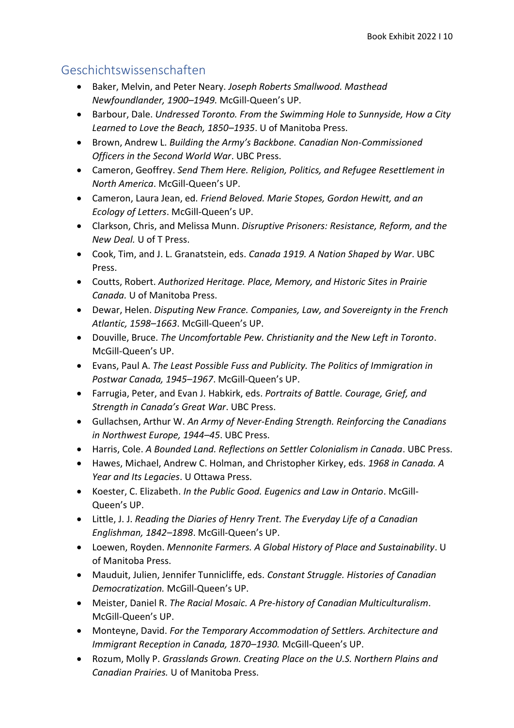## Geschichtswissenschaften

- Baker, Melvin, and Peter Neary. *Joseph Roberts Smallwood. Masthead Newfoundlander, 1900–1949.* McGill-Queen's UP.
- Barbour, Dale. *Undressed Toronto. From the Swimming Hole to Sunnyside, How a City Learned to Love the Beach, 1850–1935*. U of Manitoba Press.
- Brown, Andrew L. *Building the Army's Backbone. Canadian Non-Commissioned Officers in the Second World War*. UBC Press.
- Cameron, Geoffrey. *Send Them Here. Religion, Politics, and Refugee Resettlement in North America*. McGill-Queen's UP.
- Cameron, Laura Jean, ed. *Friend Beloved. Marie Stopes, Gordon Hewitt, and an Ecology of Letters*. McGill-Queen's UP.
- Clarkson, Chris, and Melissa Munn. *Disruptive Prisoners: Resistance, Reform, and the New Deal.* U of T Press.
- Cook, Tim, and J. L. Granatstein, eds. *Canada 1919. A Nation Shaped by War*. UBC Press.
- Coutts, Robert. *Authorized Heritage. Place, Memory, and Historic Sites in Prairie Canada.* U of Manitoba Press.
- Dewar, Helen. *Disputing New France. Companies, Law, and Sovereignty in the French Atlantic, 1598–1663*. McGill-Queen's UP.
- Douville, Bruce. *The Uncomfortable Pew. Christianity and the New Left in Toronto*. McGill-Queen's UP.
- Evans, Paul A. *The Least Possible Fuss and Publicity. The Politics of Immigration in Postwar Canada, 1945–1967*. McGill-Queen's UP.
- Farrugia, Peter, and Evan J. Habkirk, eds. *Portraits of Battle. Courage, Grief, and Strength in Canada's Great War*. UBC Press.
- Gullachsen, Arthur W. *An Army of Never-Ending Strength. Reinforcing the Canadians in Northwest Europe, 1944–45*. UBC Press.
- Harris, Cole. *A Bounded Land. Reflections on Settler Colonialism in Canada*. UBC Press.
- Hawes, Michael, Andrew C. Holman, and Christopher Kirkey, eds. *1968 in Canada. A Year and Its Legacies*. U Ottawa Press.
- Koester, C. Elizabeth. *In the Public Good. Eugenics and Law in Ontario*. McGill-Queen's UP.
- Little, J. J. *Reading the Diaries of Henry Trent. The Everyday Life of a Canadian Englishman, 1842–1898*. McGill-Queen's UP.
- Loewen, Royden. *Mennonite Farmers. A Global History of Place and Sustainability*. U of Manitoba Press.
- Mauduit, Julien, Jennifer Tunnicliffe, eds. *Constant Struggle. Histories of Canadian Democratization.* McGill-Queen's UP.
- Meister, Daniel R. *The Racial Mosaic. A Pre-history of Canadian Multiculturalism*. McGill-Queen's UP.
- Monteyne, David. *For the Temporary Accommodation of Settlers. Architecture and Immigrant Reception in Canada, 1870–1930.* McGill-Queen's UP.
- Rozum, Molly P. *Grasslands Grown. Creating Place on the U.S. Northern Plains and Canadian Prairies.* U of Manitoba Press.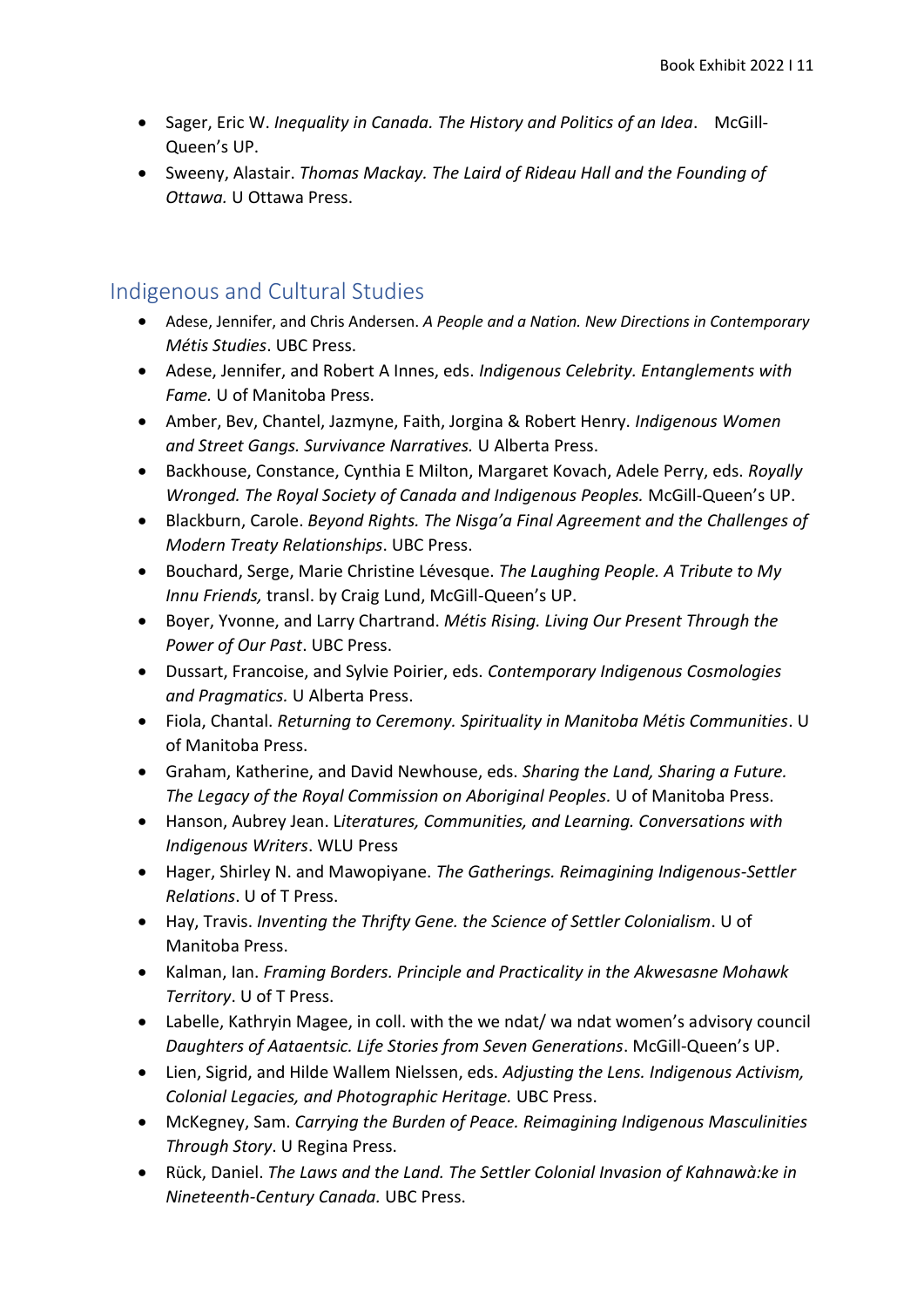- Sager, Eric W. *Inequality in Canada. The History and Politics of an Idea*. McGill-Queen's UP.
- Sweeny, Alastair. *Thomas Mackay. The Laird of Rideau Hall and the Founding of Ottawa.* U Ottawa Press.

## Indigenous and Cultural Studies

- Adese, Jennifer, and Chris Andersen. *A People and a Nation. New Directions in Contemporary Métis Studies*. UBC Press.
- Adese, Jennifer, and Robert A Innes, eds. *Indigenous Celebrity. Entanglements with Fame.* U of Manitoba Press.
- Amber, Bev, Chantel, Jazmyne, Faith, Jorgina & Robert Henry. *Indigenous Women and Street Gangs. Survivance Narratives.* U Alberta Press.
- Backhouse, Constance, Cynthia E Milton, Margaret Kovach, Adele Perry, eds. *Royally Wronged. The Royal Society of Canada and Indigenous Peoples.* McGill-Queen's UP.
- Blackburn, Carole. *Beyond Rights. The Nisga'a Final Agreement and the Challenges of Modern Treaty Relationships*. UBC Press.
- Bouchard, Serge, Marie Christine Lévesque. *The Laughing People. A Tribute to My Innu Friends,* transl. by Craig Lund, McGill-Queen's UP.
- Boyer, Yvonne, and Larry Chartrand. *Métis Rising. Living Our Present Through the Power of Our Past*. UBC Press.
- Dussart, Francoise, and Sylvie Poirier, eds. *Contemporary Indigenous Cosmologies and Pragmatics.* U Alberta Press.
- Fiola, Chantal. *Returning to Ceremony. Spirituality in Manitoba Métis Communities*. U of Manitoba Press.
- Graham, Katherine, and David Newhouse, eds. *Sharing the Land, Sharing a Future. The Legacy of the Royal Commission on Aboriginal Peoples.* U of Manitoba Press.
- Hanson, Aubrey Jean. L*iteratures, Communities, and Learning. Conversations with Indigenous Writers*. WLU Press
- Hager, Shirley N. and Mawopiyane. *The Gatherings. Reimagining Indigenous-Settler Relations*. U of T Press.
- Hay, Travis. *Inventing the Thrifty Gene. the Science of Settler Colonialism*. U of Manitoba Press.
- Kalman, Ian. *Framing Borders. Principle and Practicality in the Akwesasne Mohawk Territory*. U of T Press.
- Labelle, Kathryin Magee, in coll. with the we ndat/ wa ndat women's advisory council *Daughters of Aataentsic. Life Stories from Seven Generations*. McGill-Queen's UP.
- Lien, Sigrid, and Hilde Wallem Nielssen, eds. *Adjusting the Lens. Indigenous Activism, Colonial Legacies, and Photographic Heritage.* UBC Press.
- McKegney, Sam. *Carrying the Burden of Peace. Reimagining Indigenous Masculinities Through Story*. U Regina Press.
- Rück, Daniel. *The Laws and the Land. The Settler Colonial Invasion of Kahnawà:ke in Nineteenth-Century Canada.* UBC Press.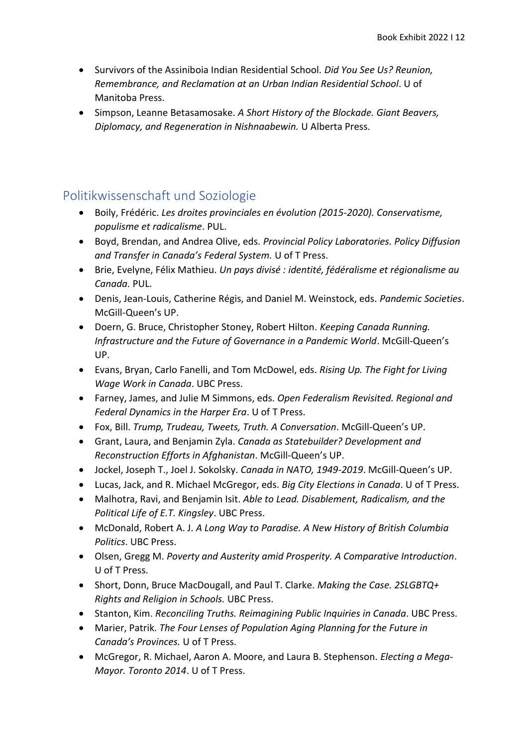- Survivors of the Assiniboia Indian Residential School. *Did You See Us? Reunion, Remembrance, and Reclamation at an Urban Indian Residential School*. U of Manitoba Press.
- Simpson, Leanne Betasamosake. *A Short History of the Blockade. Giant Beavers, Diplomacy, and Regeneration in Nishnaabewin.* U Alberta Press.

## Politikwissenschaft und Soziologie

- Boily, Frédéric. *Les droites provinciales en évolution (2015-2020). Conservatisme, populisme et radicalisme*. PUL.
- Boyd, Brendan, and Andrea Olive, eds. *Provincial Policy Laboratories. Policy Diffusion and Transfer in Canada's Federal System.* U of T Press.
- Brie, Evelyne, Félix Mathieu. *Un pays divisé : identité, fédéralisme et régionalisme au Canada.* PUL.
- Denis, Jean-Louis, Catherine Régis, and Daniel M. Weinstock, eds. *Pandemic Societies*. McGill-Queen's UP.
- Doern, G. Bruce, Christopher Stoney, Robert Hilton. *Keeping Canada Running. Infrastructure and the Future of Governance in a Pandemic World*. McGill-Queen's UP.
- Evans, Bryan, Carlo Fanelli, and Tom McDowel, eds. *Rising Up. The Fight for Living Wage Work in Canada*. UBC Press.
- Farney, James, and Julie M Simmons, eds. *Open Federalism Revisited. Regional and Federal Dynamics in the Harper Era*. U of T Press.
- Fox, Bill. *Trump, Trudeau, Tweets, Truth. A Conversation*. McGill-Queen's UP.
- Grant, Laura, and Benjamin Zyla. *Canada as Statebuilder? Development and Reconstruction Efforts in Afghanistan*. McGill-Queen's UP.
- Jockel, Joseph T., Joel J. Sokolsky. *Canada in NATO, 1949-2019*. McGill-Queen's UP.
- Lucas, Jack, and R. Michael McGregor, eds. *Big City Elections in Canada*. U of T Press.
- Malhotra, Ravi, and Benjamin Isit. *Able to Lead. Disablement, Radicalism, and the Political Life of E.T. Kingsley*. UBC Press.
- McDonald, Robert A. J. *A Long Way to Paradise. A New History of British Columbia Politics*. UBC Press.
- Olsen, Gregg M. *Poverty and Austerity amid Prosperity. A Comparative Introduction*. U of T Press.
- Short, Donn, Bruce MacDougall, and Paul T. Clarke. *Making the Case. 2SLGBTQ+ Rights and Religion in Schools.* UBC Press.
- Stanton, Kim. *Reconciling Truths. Reimagining Public Inquiries in Canada*. UBC Press.
- Marier, Patrik. *The Four Lenses of Population Aging Planning for the Future in Canada's Provinces.* U of T Press.
- McGregor, R. Michael, Aaron A. Moore, and Laura B. Stephenson. *Electing a Mega-Mayor. Toronto 2014*. U of T Press.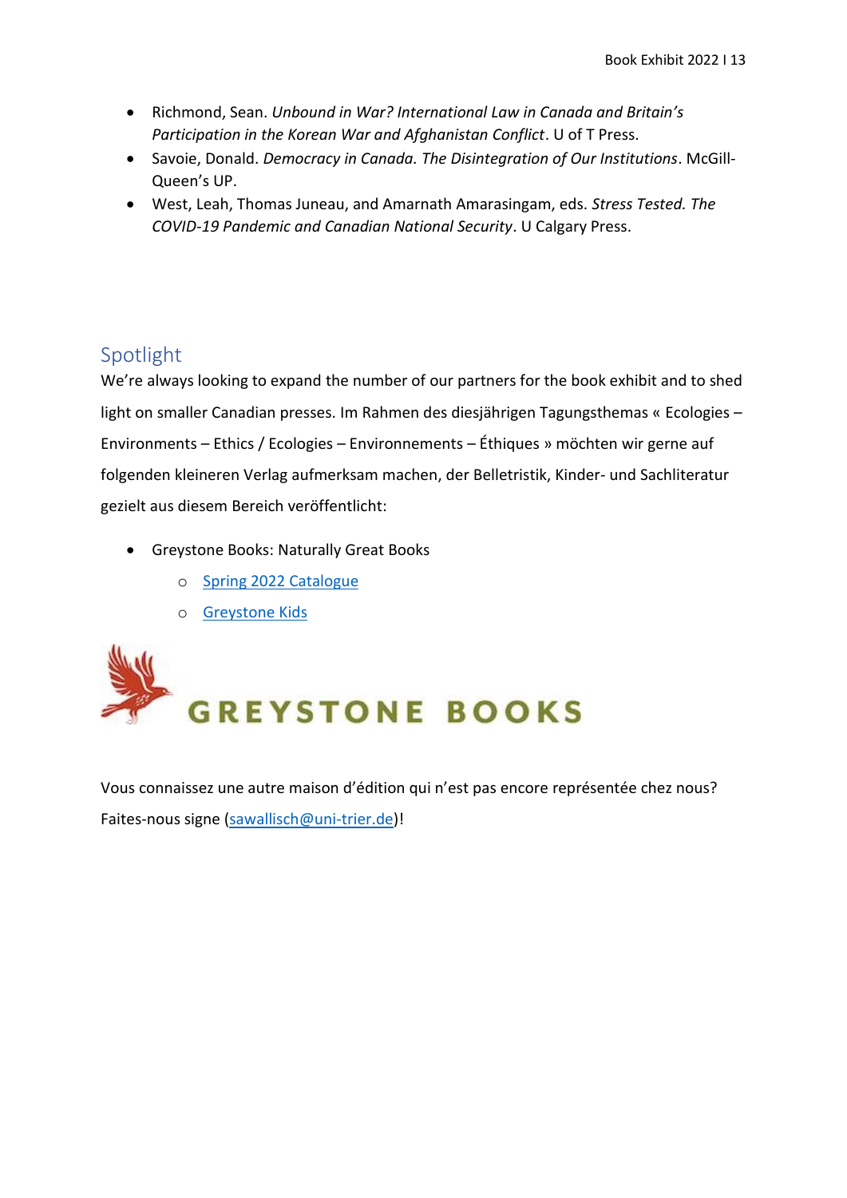- Richmond, Sean. *Unbound in War? International Law in Canada and Britain's Participation in the Korean War and Afghanistan Conflict*. U of T Press.
- Savoie, Donald. *Democracy in Canada. The Disintegration of Our Institutions*. McGill-Queen's UP.
- West, Leah, Thomas Juneau, and Amarnath Amarasingam, eds. *Stress Tested. The COVID-19 Pandemic and Canadian National Security*. U Calgary Press.

## Spotlight

We're always looking to expand the number of our partners for the book exhibit and to shed light on smaller Canadian presses. Im Rahmen des diesjährigen Tagungsthemas « Ecologies – Environments – Ethics / Ecologies – Environnements – Éthiques » möchten wir gerne auf folgenden kleineren Verlag aufmerksam machen, der Belletristik, Kinder- und Sachliteratur gezielt aus diesem Bereich veröffentlicht:

- Greystone Books: Naturally Great Books
  - Spring 2022 Catalogue
  - Greystone Kids

GREYSTONE BOOKS

Vous connaissez une autre maison d'édition qui n'est pas encore représentée chez nous? Faites-nous signe (sawallisch@uni-trier.de)!